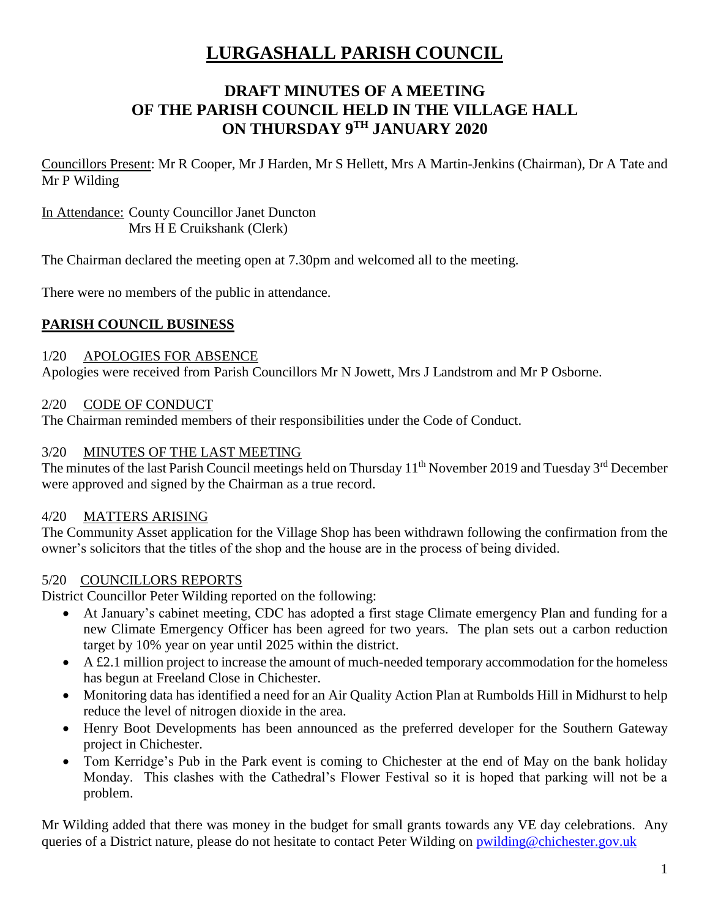# LURGASHALL PARISH COUNCIL

## DRAFT MINUTES OF A MEETING OF THE PARISH COUNCIL HELD IN THE VILLAGE HALL ON THURSDAY 9TH JANUARY 2020

Councillors Present: Mr R Cooper, Mr J Harden, Mr S Hellett, Mrs A Martin-Jenkins (Chairman), Dr A Tate and Mr P Wilding

In Attendance: County Councillor Janet Duncton
Mrs H E Cruikshank (Clerk)

The Chairman declared the meeting open at 7.30pm and welcomed all to the meeting.

There were no members of the public in attendance.

### PARISH COUNCIL BUSINESS

**1/20 APOLOGIES FOR ABSENCE**

Apologies were received from Parish Councillors Mr N Jowett, Mrs J Landstrom and Mr P Osborne.

**2/20 CODE OF CONDUCT**

The Chairman reminded members of their responsibilities under the Code of Conduct.

**3/20 MINUTES OF THE LAST MEETING**

The minutes of the last Parish Council meetings held on Thursday 11th November 2019 and Tuesday 3rd December were approved and signed by the Chairman as a true record.

**4/20 MATTERS ARISING**

The Community Asset application for the Village Shop has been withdrawn following the confirmation from the owner's solicitors that the titles of the shop and the house are in the process of being divided.

**5/20 COUNCILLORS REPORTS**

District Councillor Peter Wilding reported on the following:

- At January's cabinet meeting, CDC has adopted a first stage Climate emergency Plan and funding for a new Climate Emergency Officer has been agreed for two years. The plan sets out a carbon reduction target by 10% year on year until 2025 within the district.
- A £2.1 million project to increase the amount of much-needed temporary accommodation for the homeless has begun at Freeland Close in Chichester.
- Monitoring data has identified a need for an Air Quality Action Plan at Rumbolds Hill in Midhurst to help reduce the level of nitrogen dioxide in the area.
- Henry Boot Developments has been announced as the preferred developer for the Southern Gateway project in Chichester.
- Tom Kerridge's Pub in the Park event is coming to Chichester at the end of May on the bank holiday Monday. This clashes with the Cathedral's Flower Festival so it is hoped that parking will not be a problem.

Mr Wilding added that there was money in the budget for small grants towards any VE day celebrations. Any queries of a District nature, please do not hesitate to contact Peter Wilding on pwilding@chichester.gov.uk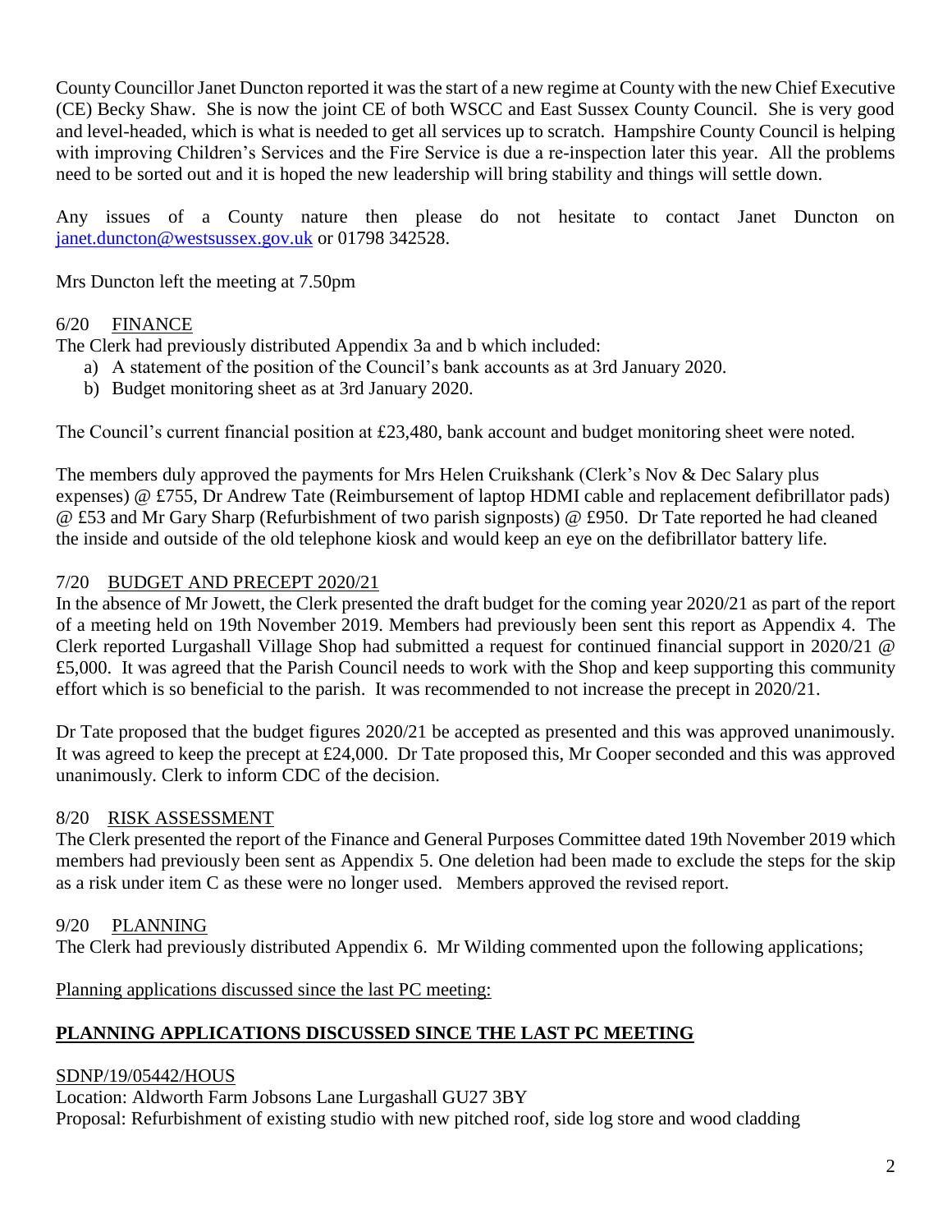County Councillor Janet Duncton reported it was the start of a new regime at County with the new Chief Executive (CE) Becky Shaw. She is now the joint CE of both WSCC and East Sussex County Council. She is very good and level-headed, which is what is needed to get all services up to scratch. Hampshire County Council is helping with improving Children's Services and the Fire Service is due a re-inspection later this year. All the problems need to be sorted out and it is hoped the new leadership will bring stability and things will settle down.

Any issues of a County nature then please do not hesitate to contact Janet Duncton on janet.duncton@westsussex.gov.uk or 01798 342528.

Mrs Duncton left the meeting at 7.50pm

6/20 <u>FINANCE</u>

The Clerk had previously distributed Appendix 3a and b which included:

a) A statement of the position of the Council's bank accounts as at 3rd January 2020.
b) Budget monitoring sheet as at 3rd January 2020.

The Council's current financial position at £23,480, bank account and budget monitoring sheet were noted.

The members duly approved the payments for Mrs Helen Cruikshank (Clerk's Nov & Dec Salary plus expenses) @ £755, Dr Andrew Tate (Reimbursement of laptop HDMI cable and replacement defibrillator pads) @ £53 and Mr Gary Sharp (Refurbishment of two parish signposts) @ £950. Dr Tate reported he had cleaned the inside and outside of the old telephone kiosk and would keep an eye on the defibrillator battery life.

7/20 <u>BUDGET AND PRECEPT 2020/21</u>

In the absence of Mr Jowett, the Clerk presented the draft budget for the coming year 2020/21 as part of the report of a meeting held on 19th November 2019. Members had previously been sent this report as Appendix 4. The Clerk reported Lurgashall Village Shop had submitted a request for continued financial support in 2020/21 @ £5,000. It was agreed that the Parish Council needs to work with the Shop and keep supporting this community effort which is so beneficial to the parish. It was recommended to not increase the precept in 2020/21.

Dr Tate proposed that the budget figures 2020/21 be accepted as presented and this was approved unanimously. It was agreed to keep the precept at £24,000. Dr Tate proposed this, Mr Cooper seconded and this was approved unanimously. Clerk to inform CDC of the decision.

8/20 <u>RISK ASSESSMENT</u>

The Clerk presented the report of the Finance and General Purposes Committee dated 19th November 2019 which members had previously been sent as Appendix 5. One deletion had been made to exclude the steps for the skip as a risk under item C as these were no longer used. Members approved the revised report.

9/20 <u>PLANNING</u>

The Clerk had previously distributed Appendix 6. Mr Wilding commented upon the following applications;

<u>Planning applications discussed since the last PC meeting:</u>

**<u>PLANNING APPLICATIONS DISCUSSED SINCE THE LAST PC MEETING</u>**

<u>SDNP/19/05442/HOUS</u>

Location: Aldworth Farm Jobsons Lane Lurgashall GU27 3BY

Proposal: Refurbishment of existing studio with new pitched roof, side log store and wood cladding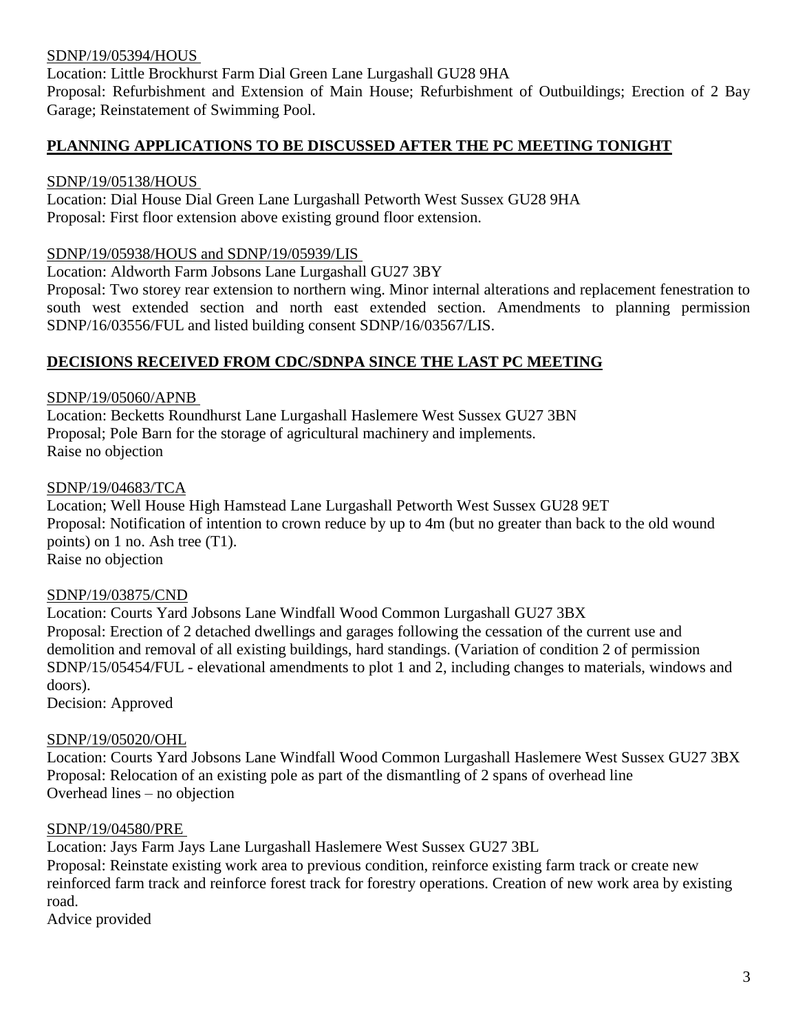SDNP/19/05394/HOUS

Location: Little Brockhurst Farm Dial Green Lane Lurgashall GU28 9HA

Proposal: Refurbishment and Extension of Main House; Refurbishment of Outbuildings; Erection of 2 Bay Garage; Reinstatement of Swimming Pool.

## **PLANNING APPLICATIONS TO BE DISCUSSED AFTER THE PC MEETING TONIGHT**

SDNP/19/05138/HOUS

Location: Dial House Dial Green Lane Lurgashall Petworth West Sussex GU28 9HA

Proposal: First floor extension above existing ground floor extension.

SDNP/19/05938/HOUS and SDNP/19/05939/LIS

Location: Aldworth Farm Jobsons Lane Lurgashall GU27 3BY

Proposal: Two storey rear extension to northern wing. Minor internal alterations and replacement fenestration to south west extended section and north east extended section. Amendments to planning permission SDNP/16/03556/FUL and listed building consent SDNP/16/03567/LIS.

## **DECISIONS RECEIVED FROM CDC/SDNPA SINCE THE LAST PC MEETING**

SDNP/19/05060/APNB

Location: Becketts Roundhurst Lane Lurgashall Haslemere West Sussex GU27 3BN

Proposal; Pole Barn for the storage of agricultural machinery and implements.

Raise no objection

SDNP/19/04683/TCA

Location; Well House High Hamstead Lane Lurgashall Petworth West Sussex GU28 9ET

Proposal: Notification of intention to crown reduce by up to 4m (but no greater than back to the old wound points) on 1 no. Ash tree (T1).

Raise no objection

SDNP/19/03875/CND

Location: Courts Yard Jobsons Lane Windfall Wood Common Lurgashall GU27 3BX

Proposal: Erection of 2 detached dwellings and garages following the cessation of the current use and demolition and removal of all existing buildings, hard standings. (Variation of condition 2 of permission SDNP/15/05454/FUL - elevational amendments to plot 1 and 2, including changes to materials, windows and doors).

Decision: Approved

SDNP/19/05020/OHL

Location: Courts Yard Jobsons Lane Windfall Wood Common Lurgashall Haslemere West Sussex GU27 3BX

Proposal: Relocation of an existing pole as part of the dismantling of 2 spans of overhead line

Overhead lines – no objection

SDNP/19/04580/PRE

Location: Jays Farm Jays Lane Lurgashall Haslemere West Sussex GU27 3BL

Proposal: Reinstate existing work area to previous condition, reinforce existing farm track or create new reinforced farm track and reinforce forest track for forestry operations. Creation of new work area by existing road.

Advice provided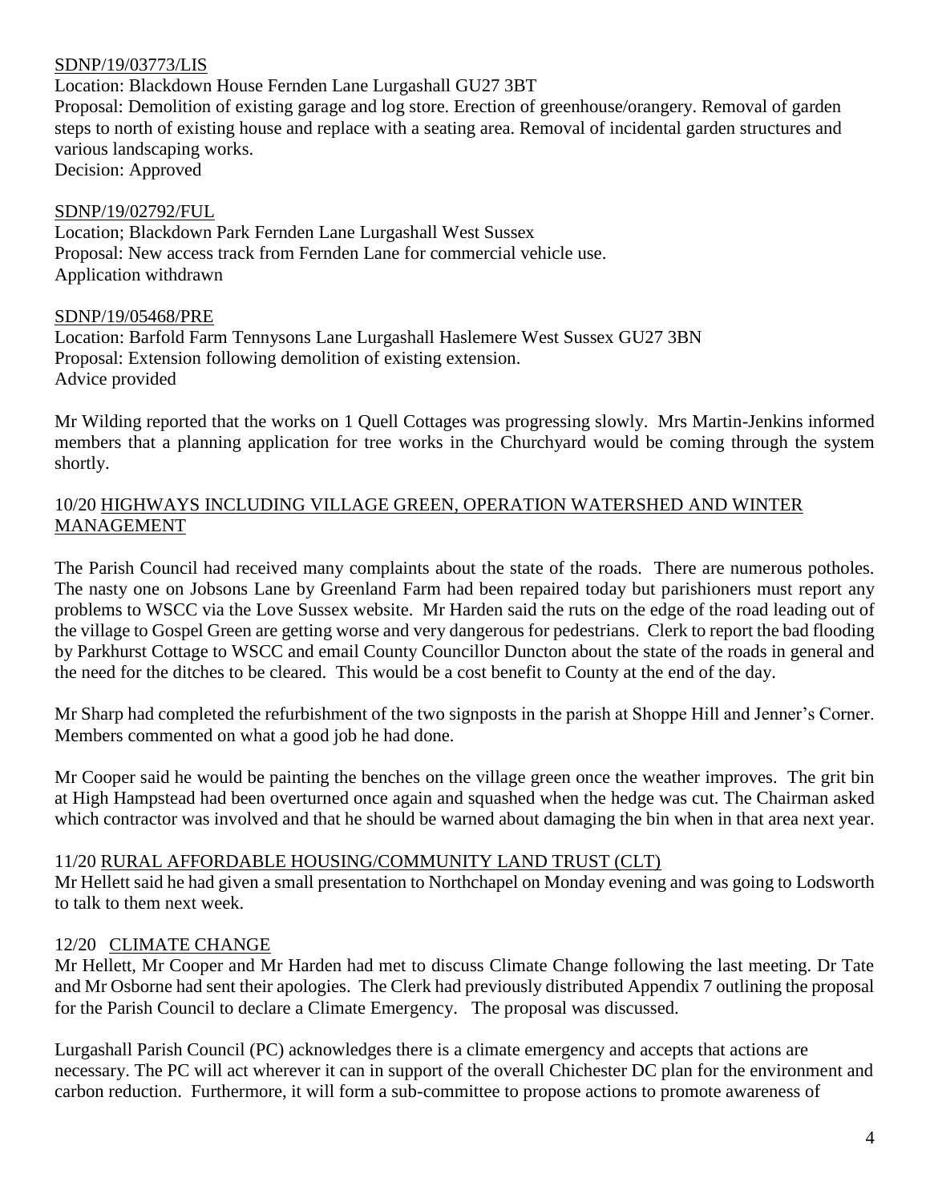SDNP/19/03773/LIS
Location: Blackdown House Fernden Lane Lurgashall GU27 3BT
Proposal: Demolition of existing garage and log store. Erection of greenhouse/orangery. Removal of garden steps to north of existing house and replace with a seating area. Removal of incidental garden structures and various landscaping works.
Decision: Approved

SDNP/19/02792/FUL
Location; Blackdown Park Fernden Lane Lurgashall West Sussex
Proposal: New access track from Fernden Lane for commercial vehicle use.
Application withdrawn

SDNP/19/05468/PRE
Location: Barfold Farm Tennysons Lane Lurgashall Haslemere West Sussex GU27 3BN
Proposal: Extension following demolition of existing extension.
Advice provided

Mr Wilding reported that the works on 1 Quell Cottages was progressing slowly. Mrs Martin-Jenkins informed members that a planning application for tree works in the Churchyard would be coming through the system shortly.

## 10/20 HIGHWAYS INCLUDING VILLAGE GREEN, OPERATION WATERSHED AND WINTER MANAGEMENT

The Parish Council had received many complaints about the state of the roads. There are numerous potholes. The nasty one on Jobsons Lane by Greenland Farm had been repaired today but parishioners must report any problems to WSCC via the Love Sussex website. Mr Harden said the ruts on the edge of the road leading out of the village to Gospel Green are getting worse and very dangerous for pedestrians. Clerk to report the bad flooding by Parkhurst Cottage to WSCC and email County Councillor Duncton about the state of the roads in general and the need for the ditches to be cleared. This would be a cost benefit to County at the end of the day.

Mr Sharp had completed the refurbishment of the two signposts in the parish at Shoppe Hill and Jenner's Corner. Members commented on what a good job he had done.

Mr Cooper said he would be painting the benches on the village green once the weather improves. The grit bin at High Hampstead had been overturned once again and squashed when the hedge was cut. The Chairman asked which contractor was involved and that he should be warned about damaging the bin when in that area next year.

## 11/20 RURAL AFFORDABLE HOUSING/COMMUNITY LAND TRUST (CLT)

Mr Hellett said he had given a small presentation to Northchapel on Monday evening and was going to Lodsworth to talk to them next week.

## 12/20 CLIMATE CHANGE

Mr Hellett, Mr Cooper and Mr Harden had met to discuss Climate Change following the last meeting. Dr Tate and Mr Osborne had sent their apologies. The Clerk had previously distributed Appendix 7 outlining the proposal for the Parish Council to declare a Climate Emergency. The proposal was discussed.

Lurgashall Parish Council (PC) acknowledges there is a climate emergency and accepts that actions are necessary. The PC will act wherever it can in support of the overall Chichester DC plan for the environment and carbon reduction. Furthermore, it will form a sub-committee to propose actions to promote awareness of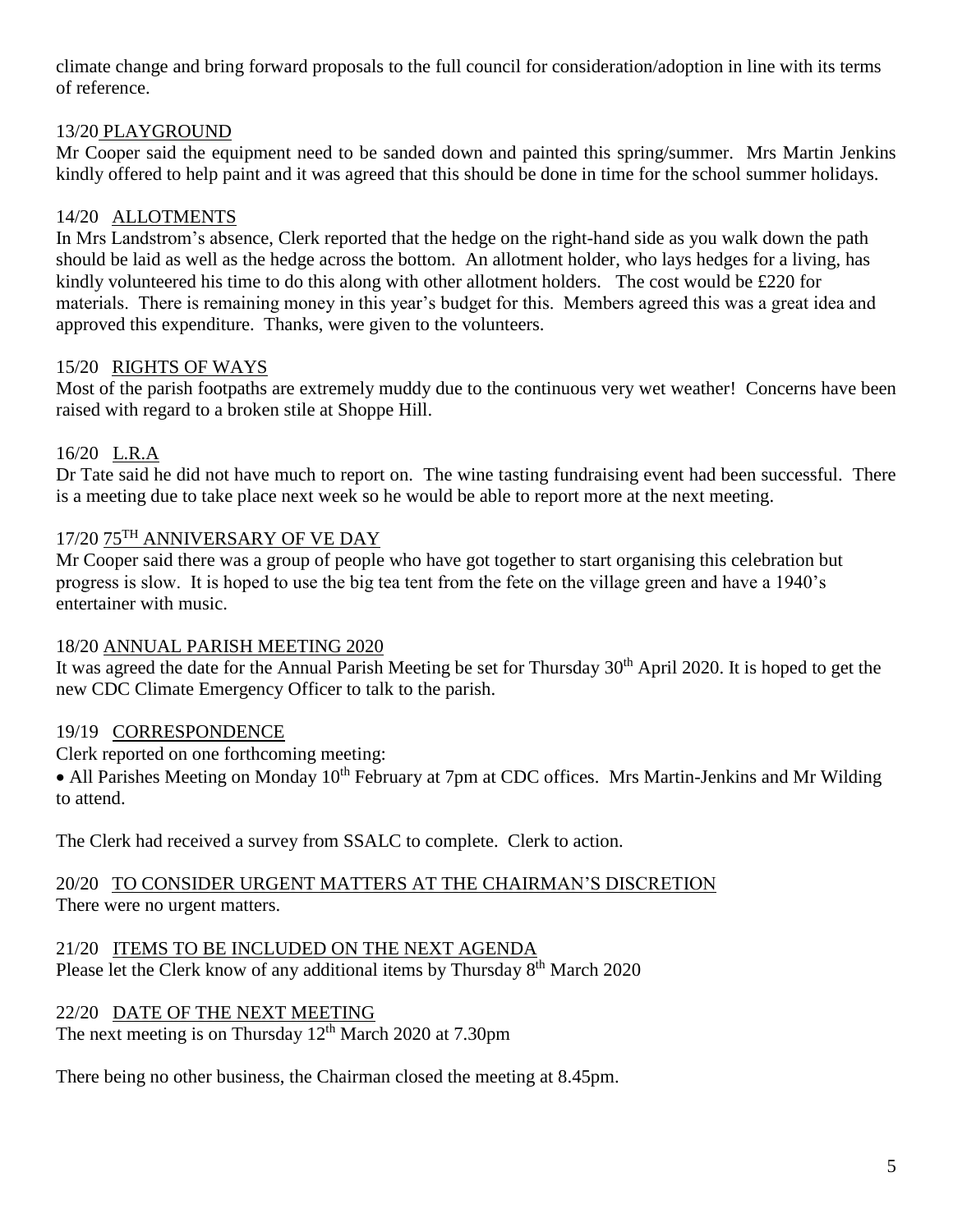climate change and bring forward proposals to the full council for consideration/adoption in line with its terms of reference.

13/20 PLAYGROUND

Mr Cooper said the equipment need to be sanded down and painted this spring/summer. Mrs Martin Jenkins kindly offered to help paint and it was agreed that this should be done in time for the school summer holidays.

14/20 ALLOTMENTS

In Mrs Landstrom's absence, Clerk reported that the hedge on the right-hand side as you walk down the path should be laid as well as the hedge across the bottom. An allotment holder, who lays hedges for a living, has kindly volunteered his time to do this along with other allotment holders. The cost would be £220 for materials. There is remaining money in this year's budget for this. Members agreed this was a great idea and approved this expenditure. Thanks, were given to the volunteers.

15/20 RIGHTS OF WAYS

Most of the parish footpaths are extremely muddy due to the continuous very wet weather! Concerns have been raised with regard to a broken stile at Shoppe Hill.

16/20 L.R.A

Dr Tate said he did not have much to report on. The wine tasting fundraising event had been successful. There is a meeting due to take place next week so he would be able to report more at the next meeting.

17/20 75TH ANNIVERSARY OF VE DAY

Mr Cooper said there was a group of people who have got together to start organising this celebration but progress is slow. It is hoped to use the big tea tent from the fete on the village green and have a 1940's entertainer with music.

18/20 ANNUAL PARISH MEETING 2020

It was agreed the date for the Annual Parish Meeting be set for Thursday 30th April 2020. It is hoped to get the new CDC Climate Emergency Officer to talk to the parish.

19/19 CORRESPONDENCE

Clerk reported on one forthcoming meeting:

- All Parishes Meeting on Monday 10th February at 7pm at CDC offices. Mrs Martin-Jenkins and Mr Wilding to attend.

The Clerk had received a survey from SSALC to complete. Clerk to action.

20/20 TO CONSIDER URGENT MATTERS AT THE CHAIRMAN'S DISCRETION

There were no urgent matters.

21/20 ITEMS TO BE INCLUDED ON THE NEXT AGENDA

Please let the Clerk know of any additional items by Thursday 8th March 2020

22/20 DATE OF THE NEXT MEETING

The next meeting is on Thursday 12th March 2020 at 7.30pm

There being no other business, the Chairman closed the meeting at 8.45pm.